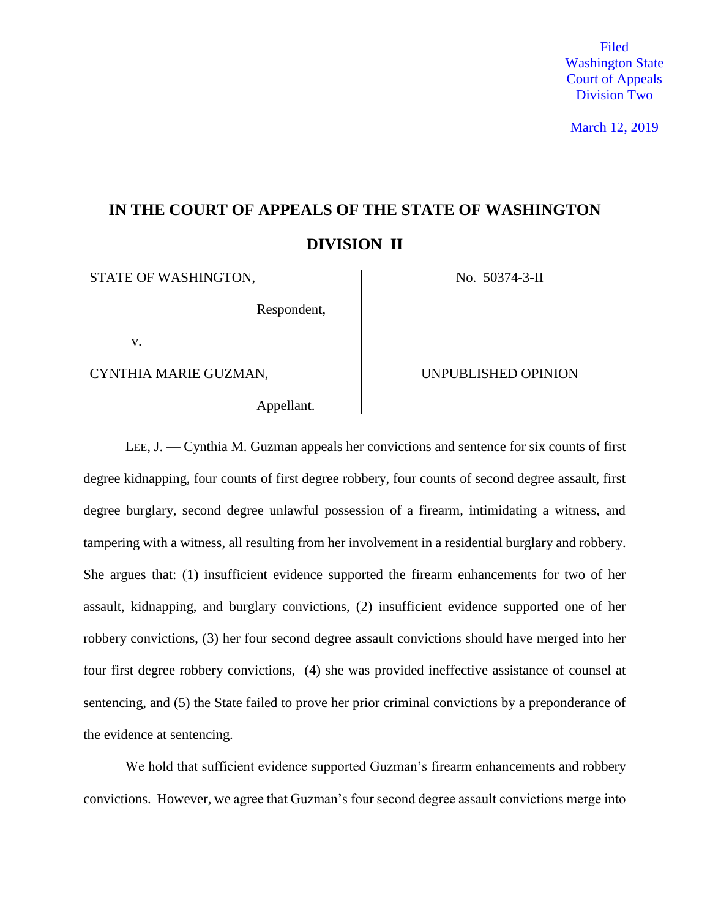Filed
Washington State
Court of Appeals
Division Two

March 12, 2019

# IN THE COURT OF APPEALS OF THE STATE OF WASHINGTON

## DIVISION II

| STATE OF WASHINGTON, Respondent, v. CYNTHIA MARIE GUZMAN, Appellant. | No. 50374-3-II UNPUBLISHED OPINION |
| --- | --- |

LEE, J. — Cynthia M. Guzman appeals her convictions and sentence for six counts of first degree kidnapping, four counts of first degree robbery, four counts of second degree assault, first degree burglary, second degree unlawful possession of a firearm, intimidating a witness, and tampering with a witness, all resulting from her involvement in a residential burglary and robbery. She argues that: (1) insufficient evidence supported the firearm enhancements for two of her assault, kidnapping, and burglary convictions, (2) insufficient evidence supported one of her robbery convictions, (3) her four second degree assault convictions should have merged into her four first degree robbery convictions, (4) she was provided ineffective assistance of counsel at sentencing, and (5) the State failed to prove her prior criminal convictions by a preponderance of the evidence at sentencing.

We hold that sufficient evidence supported Guzman's firearm enhancements and robbery convictions. However, we agree that Guzman's four second degree assault convictions merge into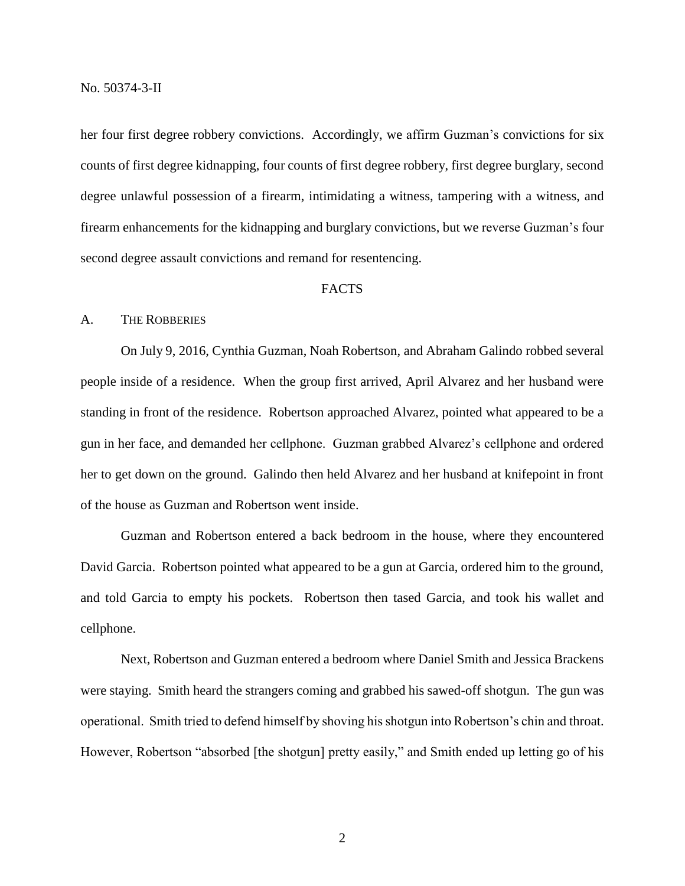her four first degree robbery convictions. Accordingly, we affirm Guzman's convictions for six counts of first degree kidnapping, four counts of first degree robbery, first degree burglary, second degree unlawful possession of a firearm, intimidating a witness, tampering with a witness, and firearm enhancements for the kidnapping and burglary convictions, but we reverse Guzman's four second degree assault convictions and remand for resentencing.

## FACTS

### A. The Robberies

On July 9, 2016, Cynthia Guzman, Noah Robertson, and Abraham Galindo robbed several people inside of a residence. When the group first arrived, April Alvarez and her husband were standing in front of the residence. Robertson approached Alvarez, pointed what appeared to be a gun in her face, and demanded her cellphone. Guzman grabbed Alvarez's cellphone and ordered her to get down on the ground. Galindo then held Alvarez and her husband at knifepoint in front of the house as Guzman and Robertson went inside.

Guzman and Robertson entered a back bedroom in the house, where they encountered David Garcia. Robertson pointed what appeared to be a gun at Garcia, ordered him to the ground, and told Garcia to empty his pockets. Robertson then tased Garcia, and took his wallet and cellphone.

Next, Robertson and Guzman entered a bedroom where Daniel Smith and Jessica Brackens were staying. Smith heard the strangers coming and grabbed his sawed-off shotgun. The gun was operational. Smith tried to defend himself by shoving his shotgun into Robertson's chin and throat. However, Robertson "absorbed [the shotgun] pretty easily," and Smith ended up letting go of his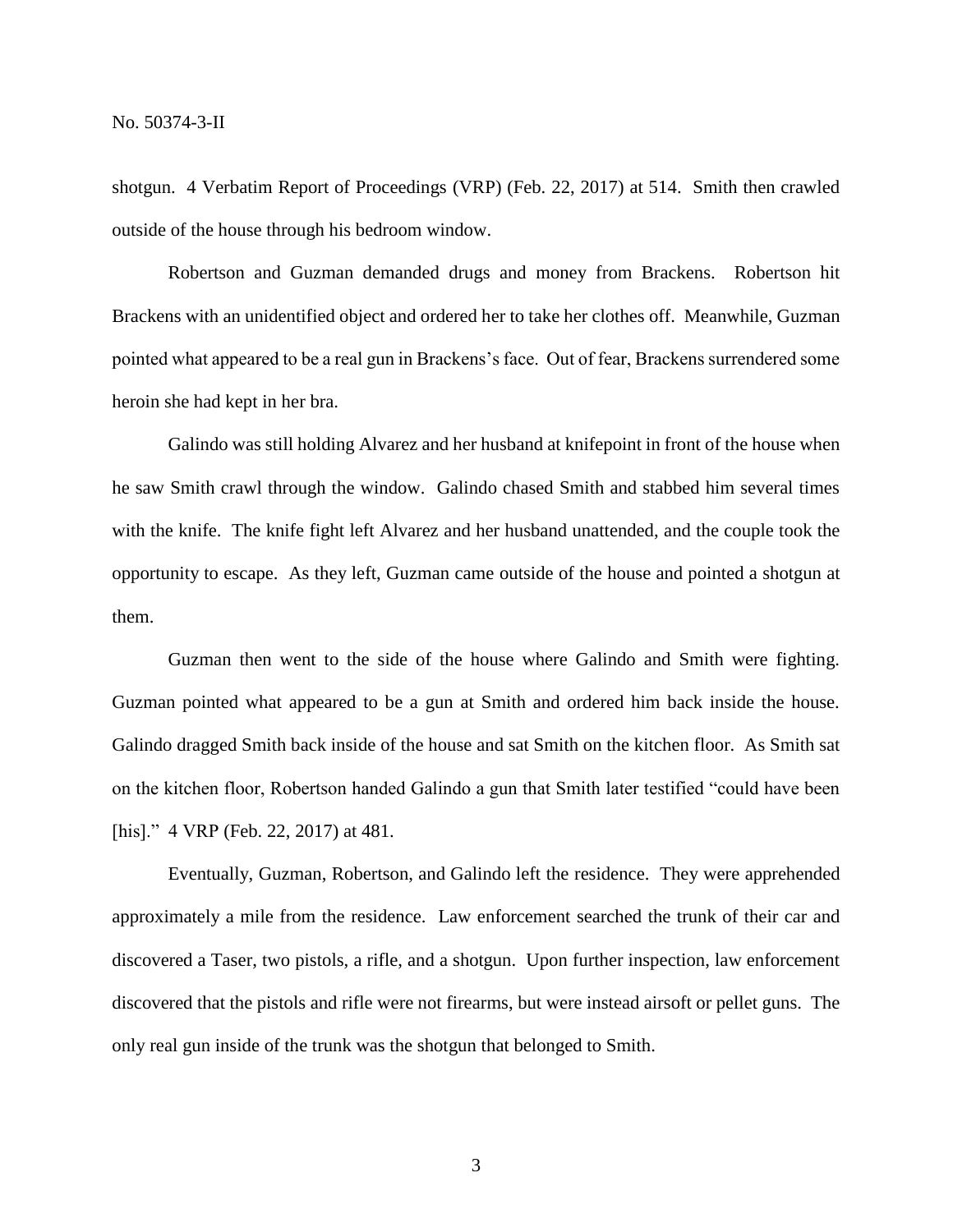shotgun. 4 Verbatim Report of Proceedings (VRP) (Feb. 22, 2017) at 514. Smith then crawled outside of the house through his bedroom window.

Robertson and Guzman demanded drugs and money from Brackens. Robertson hit Brackens with an unidentified object and ordered her to take her clothes off. Meanwhile, Guzman pointed what appeared to be a real gun in Brackens's face. Out of fear, Brackens surrendered some heroin she had kept in her bra.

Galindo was still holding Alvarez and her husband at knifepoint in front of the house when he saw Smith crawl through the window. Galindo chased Smith and stabbed him several times with the knife. The knife fight left Alvarez and her husband unattended, and the couple took the opportunity to escape. As they left, Guzman came outside of the house and pointed a shotgun at them.

Guzman then went to the side of the house where Galindo and Smith were fighting. Guzman pointed what appeared to be a gun at Smith and ordered him back inside the house. Galindo dragged Smith back inside of the house and sat Smith on the kitchen floor. As Smith sat on the kitchen floor, Robertson handed Galindo a gun that Smith later testified "could have been [his]." 4 VRP (Feb. 22, 2017) at 481.

Eventually, Guzman, Robertson, and Galindo left the residence. They were apprehended approximately a mile from the residence. Law enforcement searched the trunk of their car and discovered a Taser, two pistols, a rifle, and a shotgun. Upon further inspection, law enforcement discovered that the pistols and rifle were not firearms, but were instead airsoft or pellet guns. The only real gun inside of the trunk was the shotgun that belonged to Smith.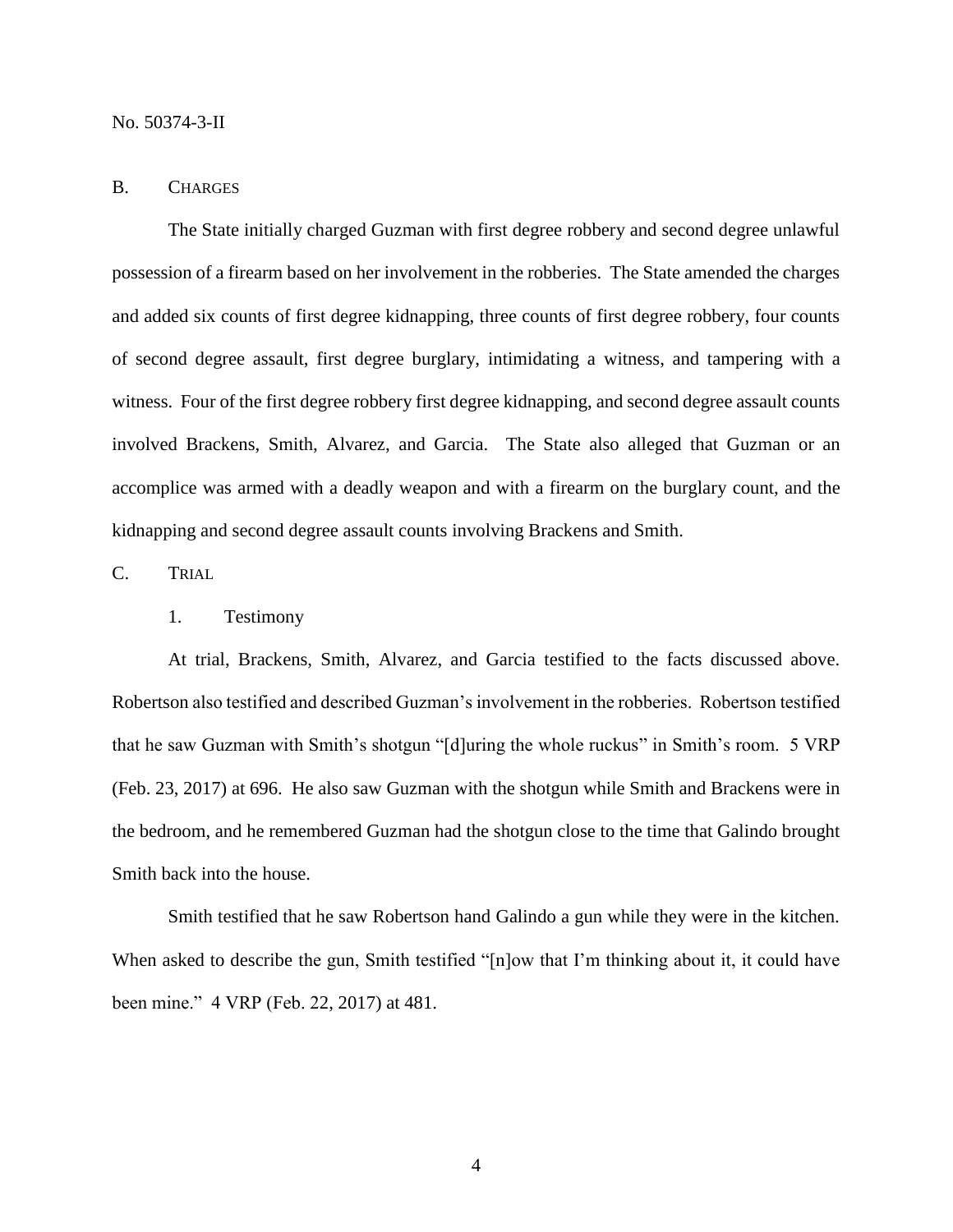## B. CHARGES

The State initially charged Guzman with first degree robbery and second degree unlawful possession of a firearm based on her involvement in the robberies. The State amended the charges and added six counts of first degree kidnapping, three counts of first degree robbery, four counts of second degree assault, first degree burglary, intimidating a witness, and tampering with a witness. Four of the first degree robbery first degree kidnapping, and second degree assault counts involved Brackens, Smith, Alvarez, and Garcia. The State also alleged that Guzman or an accomplice was armed with a deadly weapon and with a firearm on the burglary count, and the kidnapping and second degree assault counts involving Brackens and Smith.

## C. TRIAL

### 1. Testimony

At trial, Brackens, Smith, Alvarez, and Garcia testified to the facts discussed above. Robertson also testified and described Guzman's involvement in the robberies. Robertson testified that he saw Guzman with Smith's shotgun "[d]uring the whole ruckus" in Smith's room. 5 VRP (Feb. 23, 2017) at 696. He also saw Guzman with the shotgun while Smith and Brackens were in the bedroom, and he remembered Guzman had the shotgun close to the time that Galindo brought Smith back into the house.

Smith testified that he saw Robertson hand Galindo a gun while they were in the kitchen. When asked to describe the gun, Smith testified "[n]ow that I'm thinking about it, it could have been mine." 4 VRP (Feb. 22, 2017) at 481.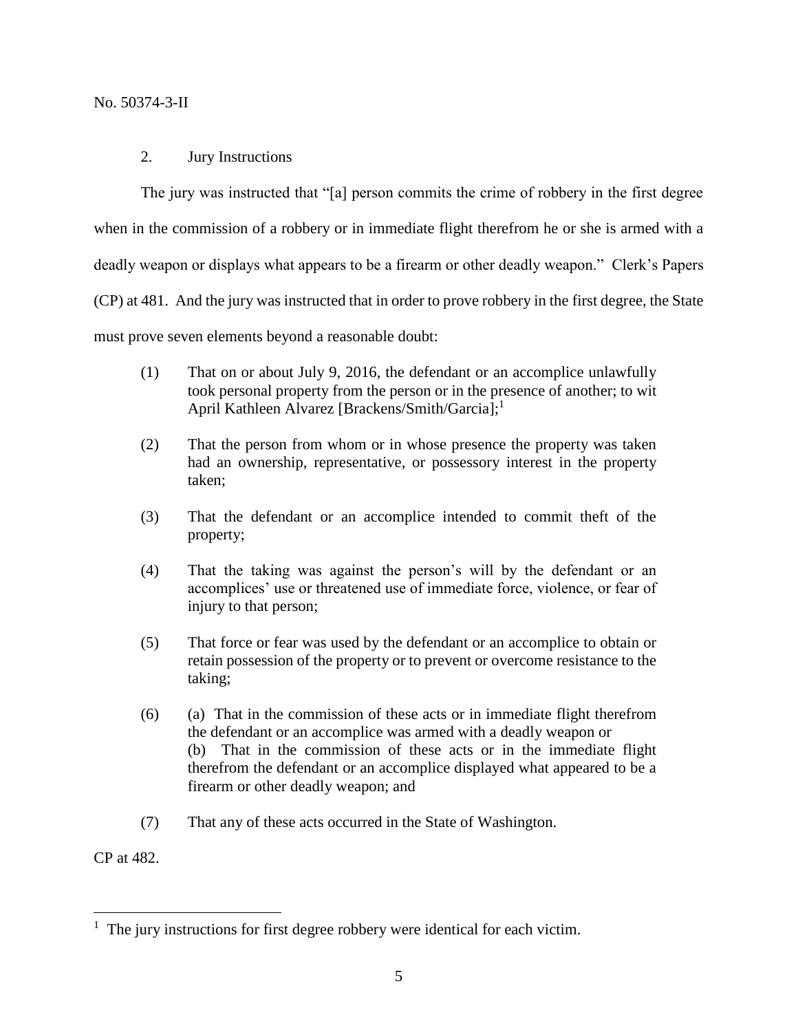2. Jury Instructions

The jury was instructed that "[a] person commits the crime of robbery in the first degree when in the commission of a robbery or in immediate flight therefrom he or she is armed with a deadly weapon or displays what appears to be a firearm or other deadly weapon." Clerk's Papers (CP) at 481. And the jury was instructed that in order to prove robbery in the first degree, the State must prove seven elements beyond a reasonable doubt:

> (1) That on or about July 9, 2016, the defendant or an accomplice unlawfully took personal property from the person or in the presence of another; to wit April Kathleen Alvarez [Brackens/Smith/Garcia];[1]
>
> (2) That the person from whom or in whose presence the property was taken had an ownership, representative, or possessory interest in the property taken;
>
> (3) That the defendant or an accomplice intended to commit theft of the property;
>
> (4) That the taking was against the person's will by the defendant or an accomplices' use or threatened use of immediate force, violence, or fear of injury to that person;
>
> (5) That force or fear was used by the defendant or an accomplice to obtain or retain possession of the property or to prevent or overcome resistance to the taking;
>
> (6) (a) That in the commission of these acts or in immediate flight therefrom the defendant or an accomplice was armed with a deadly weapon or
> (b) That in the commission of these acts or in the immediate flight therefrom the defendant or an accomplice displayed what appeared to be a firearm or other deadly weapon; and
>
> (7) That any of these acts occurred in the State of Washington.

CP at 482.

---

[1] The jury instructions for first degree robbery were identical for each victim.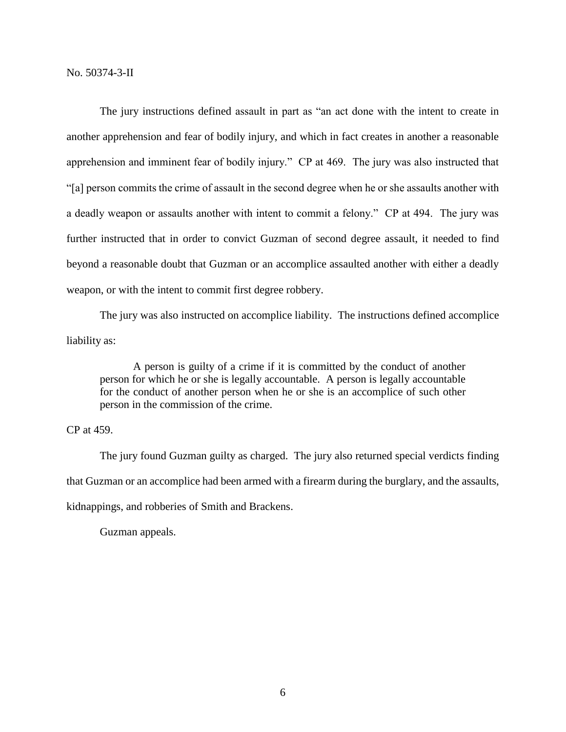The jury instructions defined assault in part as "an act done with the intent to create in another apprehension and fear of bodily injury, and which in fact creates in another a reasonable apprehension and imminent fear of bodily injury." CP at 469. The jury was also instructed that "[a] person commits the crime of assault in the second degree when he or she assaults another with a deadly weapon or assaults another with intent to commit a felony." CP at 494. The jury was further instructed that in order to convict Guzman of second degree assault, it needed to find beyond a reasonable doubt that Guzman or an accomplice assaulted another with either a deadly weapon, or with the intent to commit first degree robbery.

The jury was also instructed on accomplice liability. The instructions defined accomplice liability as:

> A person is guilty of a crime if it is committed by the conduct of another person for which he or she is legally accountable. A person is legally accountable for the conduct of another person when he or she is an accomplice of such other person in the commission of the crime.

CP at 459.

The jury found Guzman guilty as charged. The jury also returned special verdicts finding that Guzman or an accomplice had been armed with a firearm during the burglary, and the assaults, kidnappings, and robberies of Smith and Brackens.

Guzman appeals.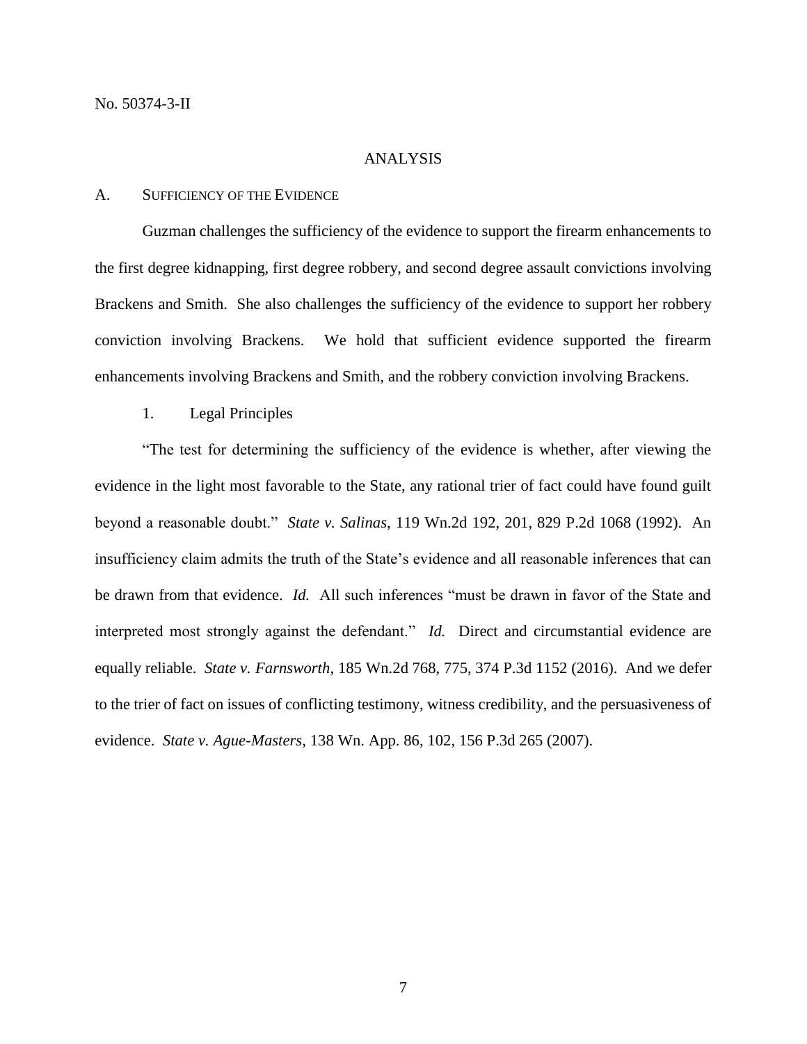No. 50374-3-II

## ANALYSIS

### A. Sufficiency of the Evidence

Guzman challenges the sufficiency of the evidence to support the firearm enhancements to the first degree kidnapping, first degree robbery, and second degree assault convictions involving Brackens and Smith. She also challenges the sufficiency of the evidence to support her robbery conviction involving Brackens. We hold that sufficient evidence supported the firearm enhancements involving Brackens and Smith, and the robbery conviction involving Brackens.

#### 1. Legal Principles

"The test for determining the sufficiency of the evidence is whether, after viewing the evidence in the light most favorable to the State, any rational trier of fact could have found guilt beyond a reasonable doubt." *State v. Salinas*, 119 Wn.2d 192, 201, 829 P.2d 1068 (1992). An insufficiency claim admits the truth of the State's evidence and all reasonable inferences that can be drawn from that evidence. *Id.* All such inferences "must be drawn in favor of the State and interpreted most strongly against the defendant." *Id.* Direct and circumstantial evidence are equally reliable. *State v. Farnsworth*, 185 Wn.2d 768, 775, 374 P.3d 1152 (2016). And we defer to the trier of fact on issues of conflicting testimony, witness credibility, and the persuasiveness of evidence. *State v. Ague-Masters*, 138 Wn. App. 86, 102, 156 P.3d 265 (2007).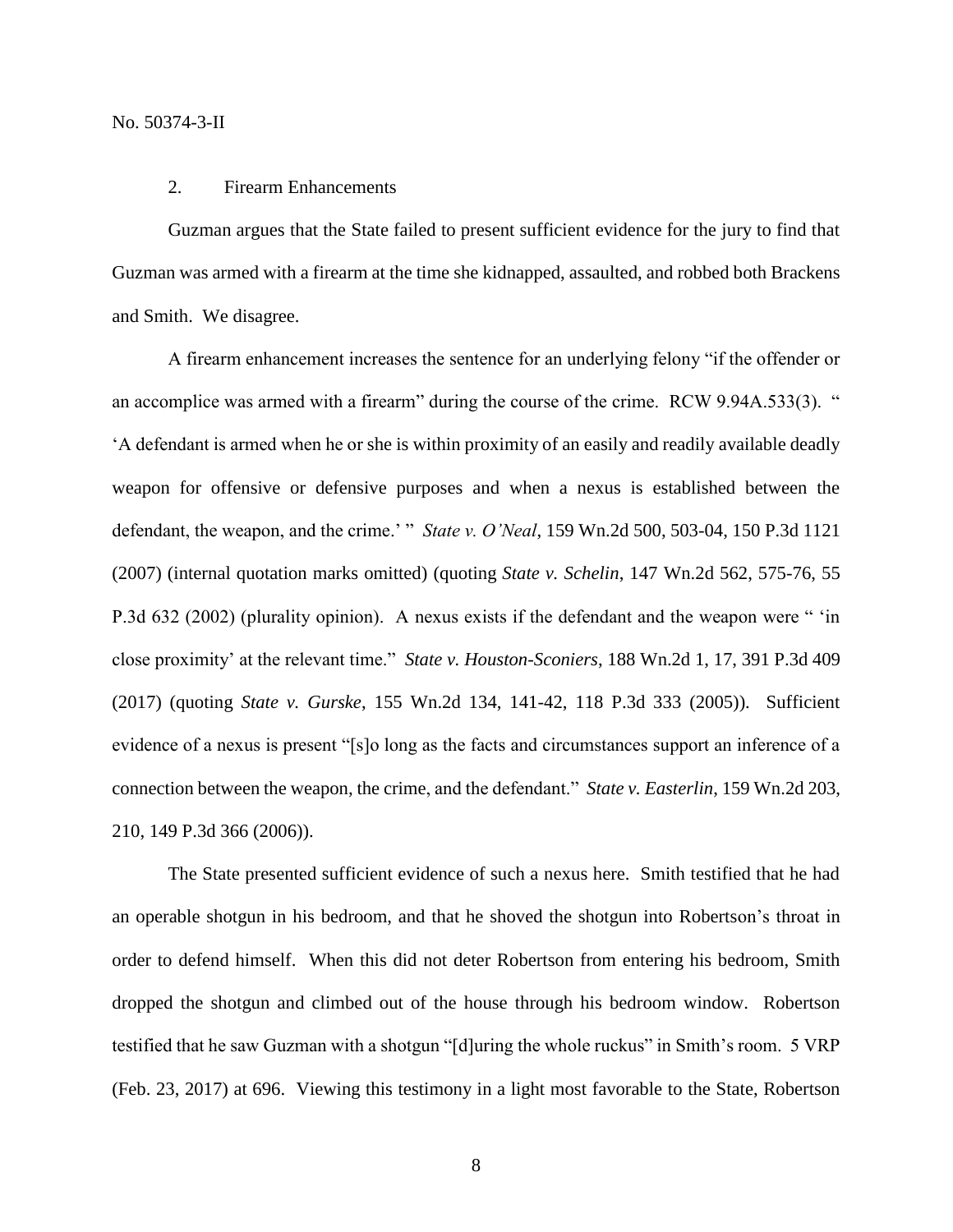2. Firearm Enhancements

Guzman argues that the State failed to present sufficient evidence for the jury to find that Guzman was armed with a firearm at the time she kidnapped, assaulted, and robbed both Brackens and Smith. We disagree.

A firearm enhancement increases the sentence for an underlying felony "if the offender or an accomplice was armed with a firearm" during the course of the crime. RCW 9.94A.533(3). " 'A defendant is armed when he or she is within proximity of an easily and readily available deadly weapon for offensive or defensive purposes and when a nexus is established between the defendant, the weapon, and the crime.' " *State v. O'Neal*, 159 Wn.2d 500, 503-04, 150 P.3d 1121 (2007) (internal quotation marks omitted) (quoting *State v. Schelin*, 147 Wn.2d 562, 575-76, 55 P.3d 632 (2002) (plurality opinion). A nexus exists if the defendant and the weapon were " 'in close proximity' at the relevant time." *State v. Houston-Sconiers*, 188 Wn.2d 1, 17, 391 P.3d 409 (2017) (quoting *State v. Gurske*, 155 Wn.2d 134, 141-42, 118 P.3d 333 (2005)). Sufficient evidence of a nexus is present "[s]o long as the facts and circumstances support an inference of a connection between the weapon, the crime, and the defendant." *State v. Easterlin*, 159 Wn.2d 203, 210, 149 P.3d 366 (2006)).

The State presented sufficient evidence of such a nexus here. Smith testified that he had an operable shotgun in his bedroom, and that he shoved the shotgun into Robertson's throat in order to defend himself. When this did not deter Robertson from entering his bedroom, Smith dropped the shotgun and climbed out of the house through his bedroom window. Robertson testified that he saw Guzman with a shotgun "[d]uring the whole ruckus" in Smith's room. 5 VRP (Feb. 23, 2017) at 696. Viewing this testimony in a light most favorable to the State, Robertson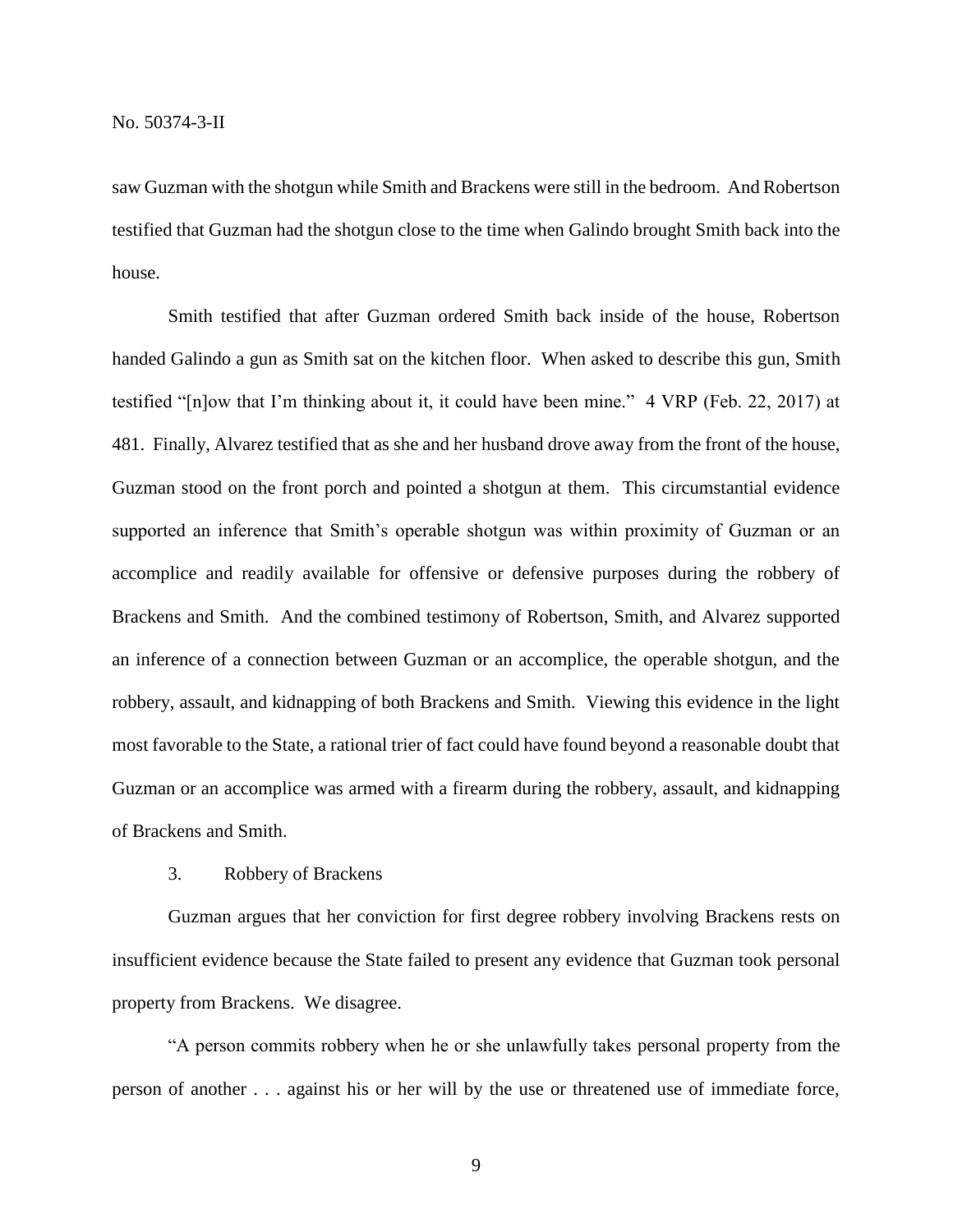saw Guzman with the shotgun while Smith and Brackens were still in the bedroom. And Robertson testified that Guzman had the shotgun close to the time when Galindo brought Smith back into the house.

Smith testified that after Guzman ordered Smith back inside of the house, Robertson handed Galindo a gun as Smith sat on the kitchen floor. When asked to describe this gun, Smith testified "[n]ow that I'm thinking about it, it could have been mine." 4 VRP (Feb. 22, 2017) at 481. Finally, Alvarez testified that as she and her husband drove away from the front of the house, Guzman stood on the front porch and pointed a shotgun at them. This circumstantial evidence supported an inference that Smith's operable shotgun was within proximity of Guzman or an accomplice and readily available for offensive or defensive purposes during the robbery of Brackens and Smith. And the combined testimony of Robertson, Smith, and Alvarez supported an inference of a connection between Guzman or an accomplice, the operable shotgun, and the robbery, assault, and kidnapping of both Brackens and Smith. Viewing this evidence in the light most favorable to the State, a rational trier of fact could have found beyond a reasonable doubt that Guzman or an accomplice was armed with a firearm during the robbery, assault, and kidnapping of Brackens and Smith.

3. Robbery of Brackens

Guzman argues that her conviction for first degree robbery involving Brackens rests on insufficient evidence because the State failed to present any evidence that Guzman took personal property from Brackens. We disagree.

"A person commits robbery when he or she unlawfully takes personal property from the person of another . . . against his or her will by the use or threatened use of immediate force,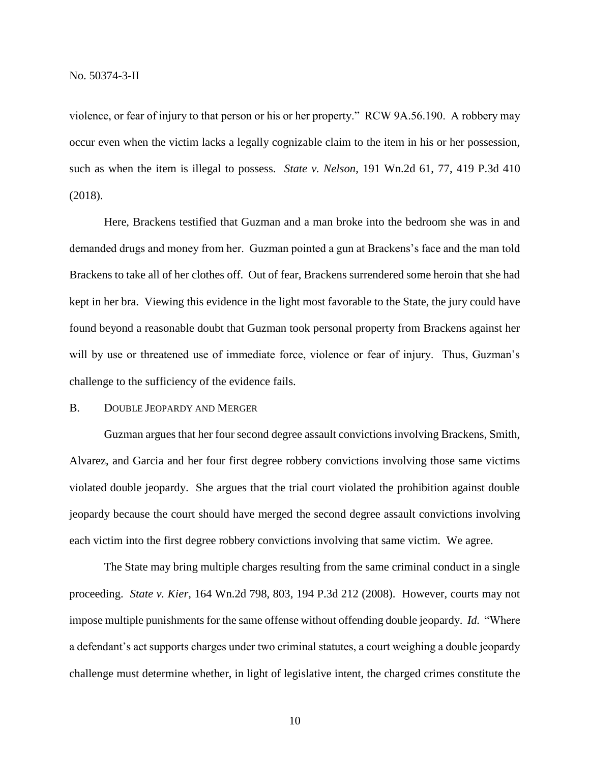violence, or fear of injury to that person or his or her property." RCW 9A.56.190. A robbery may occur even when the victim lacks a legally cognizable claim to the item in his or her possession, such as when the item is illegal to possess. *State v. Nelson*, 191 Wn.2d 61, 77, 419 P.3d 410 (2018).

Here, Brackens testified that Guzman and a man broke into the bedroom she was in and demanded drugs and money from her. Guzman pointed a gun at Brackens's face and the man told Brackens to take all of her clothes off. Out of fear, Brackens surrendered some heroin that she had kept in her bra. Viewing this evidence in the light most favorable to the State, the jury could have found beyond a reasonable doubt that Guzman took personal property from Brackens against her will by use or threatened use of immediate force, violence or fear of injury. Thus, Guzman's challenge to the sufficiency of the evidence fails.

### B. Double Jeopardy and Merger

Guzman argues that her four second degree assault convictions involving Brackens, Smith, Alvarez, and Garcia and her four first degree robbery convictions involving those same victims violated double jeopardy. She argues that the trial court violated the prohibition against double jeopardy because the court should have merged the second degree assault convictions involving each victim into the first degree robbery convictions involving that same victim. We agree.

The State may bring multiple charges resulting from the same criminal conduct in a single proceeding. *State v. Kier*, 164 Wn.2d 798, 803, 194 P.3d 212 (2008). However, courts may not impose multiple punishments for the same offense without offending double jeopardy. *Id.* "Where a defendant's act supports charges under two criminal statutes, a court weighing a double jeopardy challenge must determine whether, in light of legislative intent, the charged crimes constitute the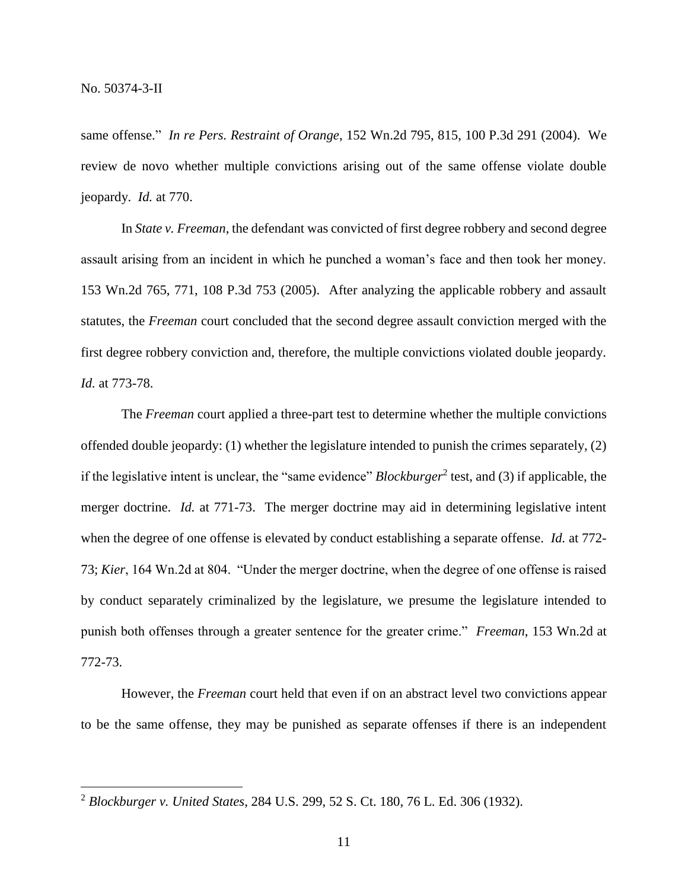same offense." *In re Pers. Restraint of Orange*, 152 Wn.2d 795, 815, 100 P.3d 291 (2004). We review de novo whether multiple convictions arising out of the same offense violate double jeopardy. *Id.* at 770.

In *State v. Freeman*, the defendant was convicted of first degree robbery and second degree assault arising from an incident in which he punched a woman's face and then took her money. 153 Wn.2d 765, 771, 108 P.3d 753 (2005). After analyzing the applicable robbery and assault statutes, the *Freeman* court concluded that the second degree assault conviction merged with the first degree robbery conviction and, therefore, the multiple convictions violated double jeopardy. *Id.* at 773-78.

The *Freeman* court applied a three-part test to determine whether the multiple convictions offended double jeopardy: (1) whether the legislature intended to punish the crimes separately, (2) if the legislative intent is unclear, the "same evidence" *Blockburger*[2] test, and (3) if applicable, the merger doctrine. *Id.* at 771-73. The merger doctrine may aid in determining legislative intent when the degree of one offense is elevated by conduct establishing a separate offense. *Id.* at 772-73; *Kier*, 164 Wn.2d at 804. "Under the merger doctrine, when the degree of one offense is raised by conduct separately criminalized by the legislature, we presume the legislature intended to punish both offenses through a greater sentence for the greater crime." *Freeman*, 153 Wn.2d at 772-73.

However, the *Freeman* court held that even if on an abstract level two convictions appear to be the same offense, they may be punished as separate offenses if there is an independent

---

[2] *Blockburger v. United States*, 284 U.S. 299, 52 S. Ct. 180, 76 L. Ed. 306 (1932).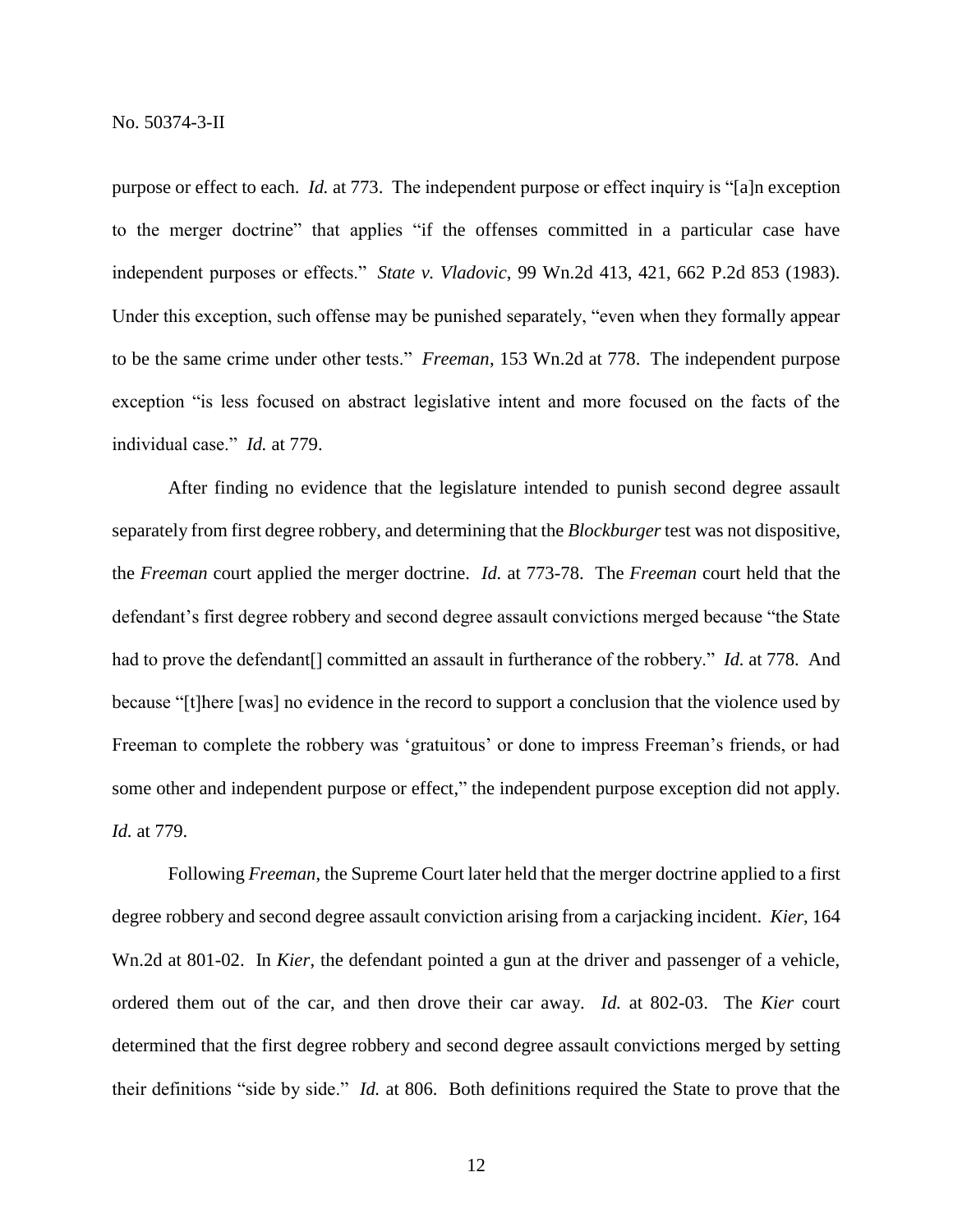purpose or effect to each. *Id.* at 773. The independent purpose or effect inquiry is "[a]n exception to the merger doctrine" that applies "if the offenses committed in a particular case have independent purposes or effects." *State v. Vladovic*, 99 Wn.2d 413, 421, 662 P.2d 853 (1983). Under this exception, such offense may be punished separately, "even when they formally appear to be the same crime under other tests." *Freeman*, 153 Wn.2d at 778. The independent purpose exception "is less focused on abstract legislative intent and more focused on the facts of the individual case." *Id.* at 779.

After finding no evidence that the legislature intended to punish second degree assault separately from first degree robbery, and determining that the *Blockburger* test was not dispositive, the *Freeman* court applied the merger doctrine. *Id.* at 773-78. The *Freeman* court held that the defendant's first degree robbery and second degree assault convictions merged because "the State had to prove the defendant[] committed an assault in furtherance of the robbery." *Id.* at 778. And because "[t]here [was] no evidence in the record to support a conclusion that the violence used by Freeman to complete the robbery was 'gratuitous' or done to impress Freeman's friends, or had some other and independent purpose or effect," the independent purpose exception did not apply. *Id.* at 779.

Following *Freeman*, the Supreme Court later held that the merger doctrine applied to a first degree robbery and second degree assault conviction arising from a carjacking incident. *Kier*, 164 Wn.2d at 801-02. In *Kier*, the defendant pointed a gun at the driver and passenger of a vehicle, ordered them out of the car, and then drove their car away. *Id.* at 802-03. The *Kier* court determined that the first degree robbery and second degree assault convictions merged by setting their definitions "side by side." *Id.* at 806. Both definitions required the State to prove that the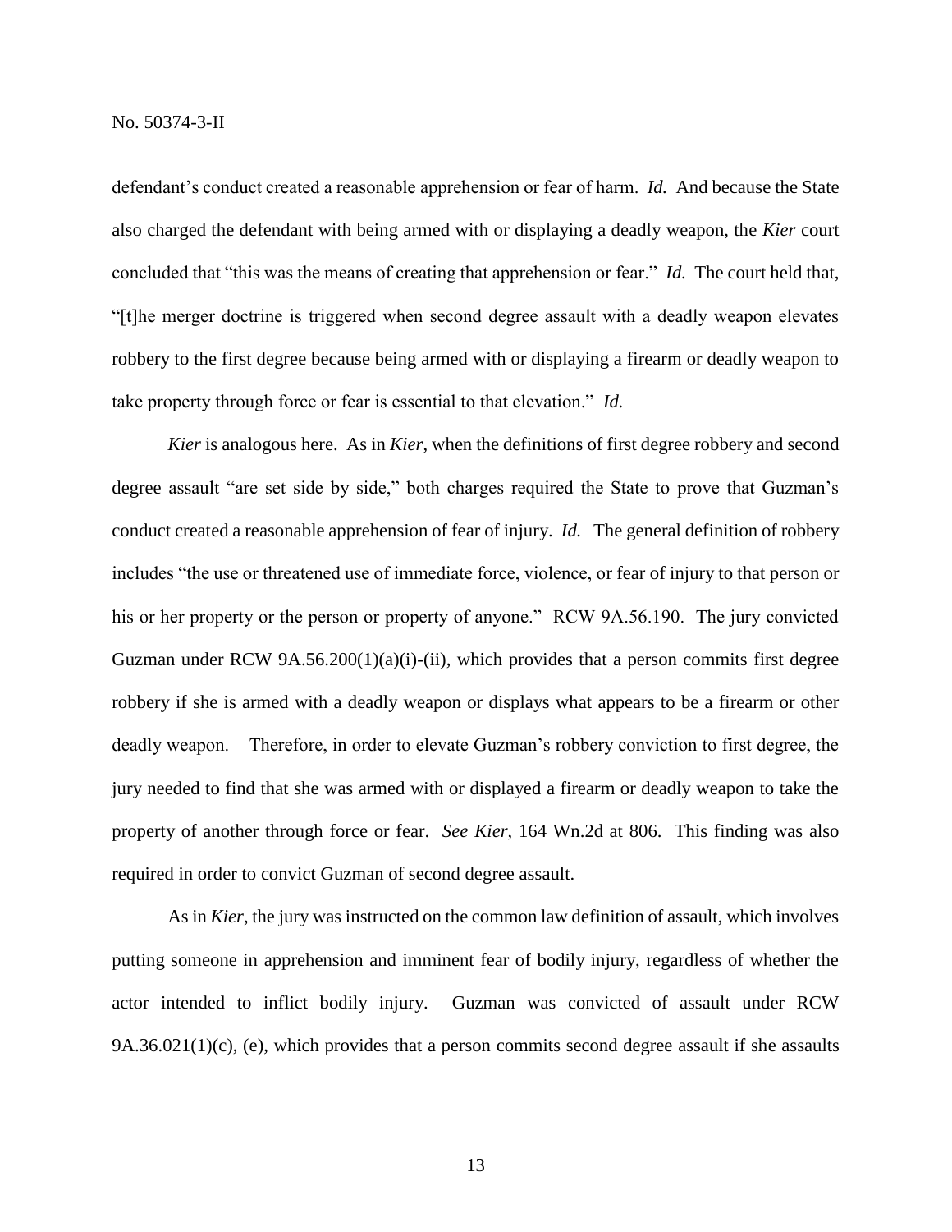defendant's conduct created a reasonable apprehension or fear of harm. *Id.* And because the State also charged the defendant with being armed with or displaying a deadly weapon, the *Kier* court concluded that "this was the means of creating that apprehension or fear." *Id.* The court held that, "[t]he merger doctrine is triggered when second degree assault with a deadly weapon elevates robbery to the first degree because being armed with or displaying a firearm or deadly weapon to take property through force or fear is essential to that elevation." *Id.*

*Kier* is analogous here. As in *Kier*, when the definitions of first degree robbery and second degree assault "are set side by side," both charges required the State to prove that Guzman's conduct created a reasonable apprehension of fear of injury. *Id.* The general definition of robbery includes "the use or threatened use of immediate force, violence, or fear of injury to that person or his or her property or the person or property of anyone." RCW 9A.56.190. The jury convicted Guzman under RCW 9A.56.200(1)(a)(i)-(ii), which provides that a person commits first degree robbery if she is armed with a deadly weapon or displays what appears to be a firearm or other deadly weapon. Therefore, in order to elevate Guzman's robbery conviction to first degree, the jury needed to find that she was armed with or displayed a firearm or deadly weapon to take the property of another through force or fear. *See Kier*, 164 Wn.2d at 806. This finding was also required in order to convict Guzman of second degree assault.

As in *Kier*, the jury was instructed on the common law definition of assault, which involves putting someone in apprehension and imminent fear of bodily injury, regardless of whether the actor intended to inflict bodily injury. Guzman was convicted of assault under RCW 9A.36.021(1)(c), (e), which provides that a person commits second degree assault if she assaults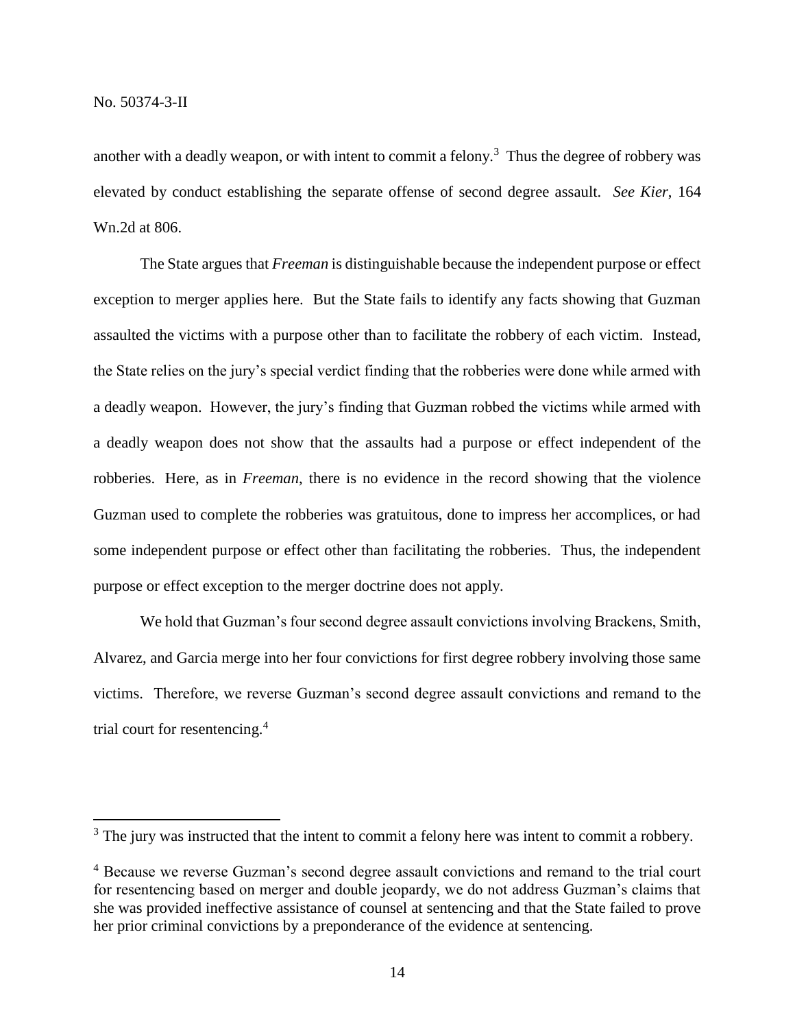another with a deadly weapon, or with intent to commit a felony.[3] Thus the degree of robbery was elevated by conduct establishing the separate offense of second degree assault. *See Kier*, 164 Wn.2d at 806.

The State argues that *Freeman* is distinguishable because the independent purpose or effect exception to merger applies here. But the State fails to identify any facts showing that Guzman assaulted the victims with a purpose other than to facilitate the robbery of each victim. Instead, the State relies on the jury's special verdict finding that the robberies were done while armed with a deadly weapon. However, the jury's finding that Guzman robbed the victims while armed with a deadly weapon does not show that the assaults had a purpose or effect independent of the robberies. Here, as in *Freeman*, there is no evidence in the record showing that the violence Guzman used to complete the robberies was gratuitous, done to impress her accomplices, or had some independent purpose or effect other than facilitating the robberies. Thus, the independent purpose or effect exception to the merger doctrine does not apply.

We hold that Guzman's four second degree assault convictions involving Brackens, Smith, Alvarez, and Garcia merge into her four convictions for first degree robbery involving those same victims. Therefore, we reverse Guzman's second degree assault convictions and remand to the trial court for resentencing.[4]

---

[3] The jury was instructed that the intent to commit a felony here was intent to commit a robbery.

[4] Because we reverse Guzman's second degree assault convictions and remand to the trial court for resentencing based on merger and double jeopardy, we do not address Guzman's claims that she was provided ineffective assistance of counsel at sentencing and that the State failed to prove her prior criminal convictions by a preponderance of the evidence at sentencing.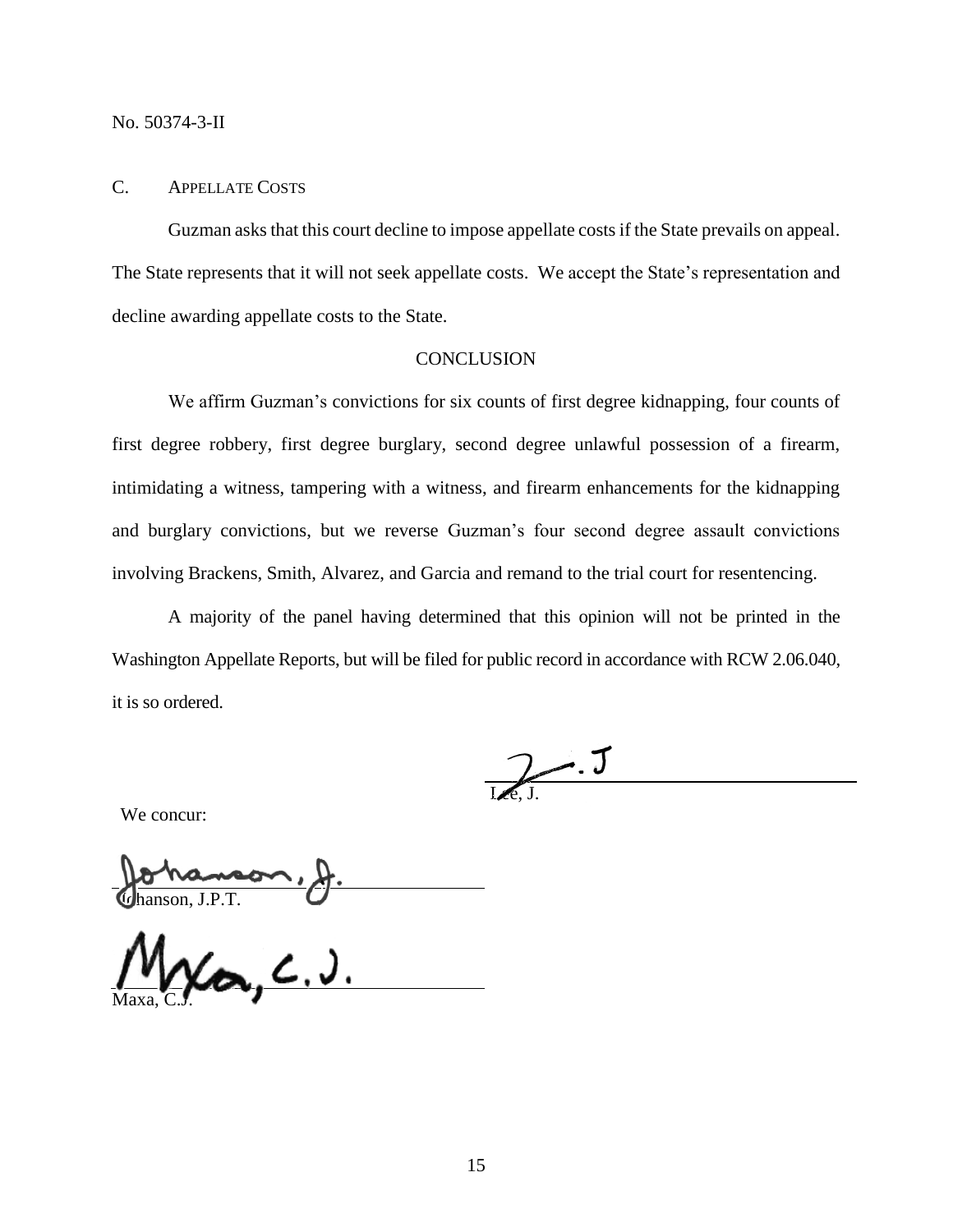No. 50374-3-II

C. APPELLATE COSTS

Guzman asks that this court decline to impose appellate costs if the State prevails on appeal. The State represents that it will not seek appellate costs. We accept the State's representation and decline awarding appellate costs to the State.

CONCLUSION

We affirm Guzman's convictions for six counts of first degree kidnapping, four counts of first degree robbery, first degree burglary, second degree unlawful possession of a firearm, intimidating a witness, tampering with a witness, and firearm enhancements for the kidnapping and burglary convictions, but we reverse Guzman's four second degree assault convictions involving Brackens, Smith, Alvarez, and Garcia and remand to the trial court for resentencing.

A majority of the panel having determined that this opinion will not be printed in the Washington Appellate Reports, but will be filed for public record in accordance with RCW 2.06.040, it is so ordered.

Lee, J.

We concur:

Johanson, J.P.T.

Maxa, C.J.